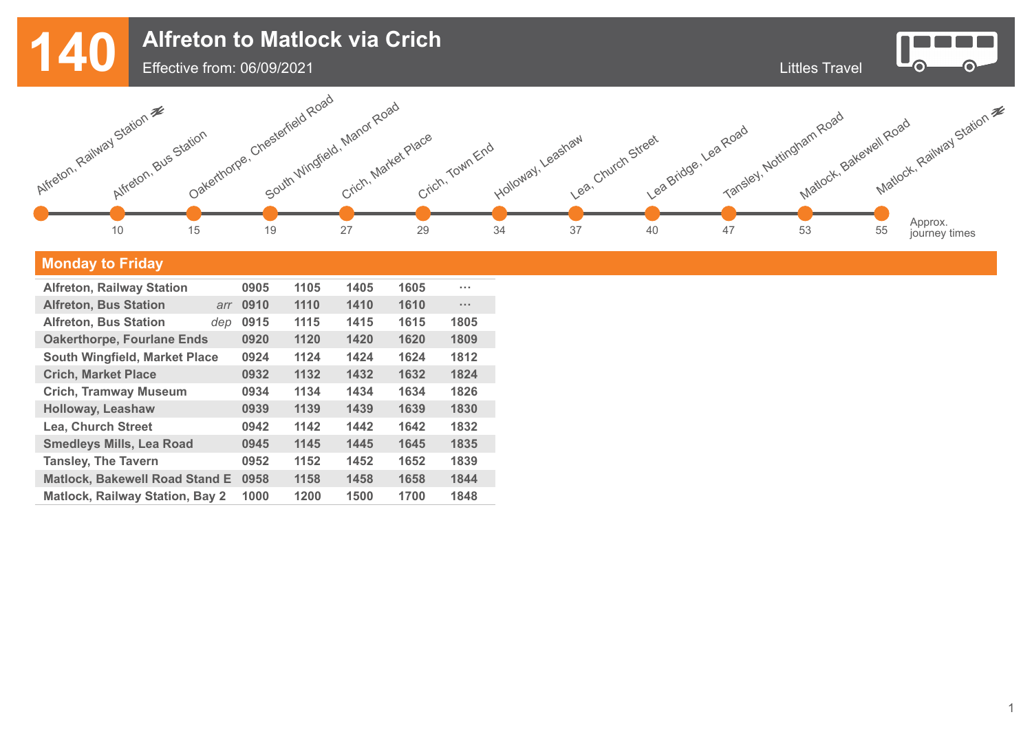# 140 Alfreton to Matlock via Crich

Effective from: 06/09/2021

Littles Travel

| Stop | Approx. journey times |
|---|---|
| Alfreton, Railway Station | |
| Alfreton, Bus Station | 10 |
| Oakerthorpe, Chesterfield Road | 15 |
| South Wingfield, Manor Road | 19 |
| Crich, Market Place | 27 |
| Crich, Town End | 29 |
| Holloway, Leashaw | 34 |
| Lea, Church Street | 37 |
| Lea Bridge, Lea Road | 40 |
| Tansley, Nottingham Road | 47 |
| Matlock, Bakewell Road | 53 |
| Matlock, Railway Station | 55 |

## Monday to Friday

| Stop | | | | | | |
|---|---|---|---|---|---|---|
| Alfreton, Railway Station | | 0905 | 1105 | 1405 | 1605 | ... |
| Alfreton, Bus Station | *arr* | 0910 | 1110 | 1410 | 1610 | ... |
| Alfreton, Bus Station | *dep* | 0915 | 1115 | 1415 | 1615 | 1805 |
| Oakerthorpe, Fourlane Ends | | 0920 | 1120 | 1420 | 1620 | 1809 |
| South Wingfield, Market Place | | 0924 | 1124 | 1424 | 1624 | 1812 |
| Crich, Market Place | | 0932 | 1132 | 1432 | 1632 | 1824 |
| Crich, Tramway Museum | | 0934 | 1134 | 1434 | 1634 | 1826 |
| Holloway, Leashaw | | 0939 | 1139 | 1439 | 1639 | 1830 |
| Lea, Church Street | | 0942 | 1142 | 1442 | 1642 | 1832 |
| Smedleys Mills, Lea Road | | 0945 | 1145 | 1445 | 1645 | 1835 |
| Tansley, The Tavern | | 0952 | 1152 | 1452 | 1652 | 1839 |
| Matlock, Bakewell Road Stand E | | 0958 | 1158 | 1458 | 1658 | 1844 |
| Matlock, Railway Station, Bay 2 | | 1000 | 1200 | 1500 | 1700 | 1848 |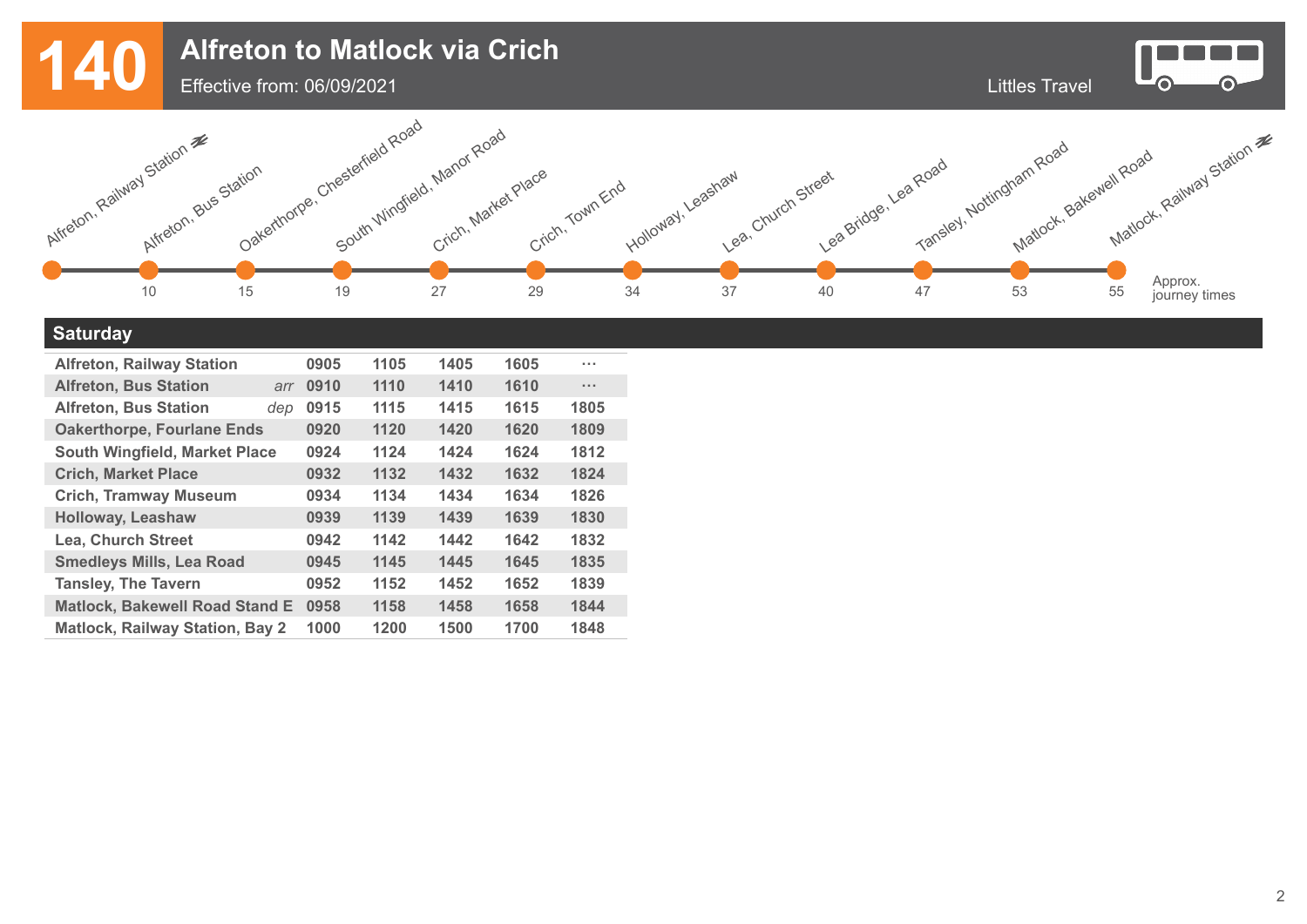# 140 Alfreton to Matlock via Crich

Effective from: 06/09/2021

Littles Travel

| Stop | Approx. journey times |
|---|---|
| Alfreton, Railway Station | |
| Alfreton, Bus Station | 10 |
| Oakerthorpe, Chesterfield Road | 15 |
| South Wingfield, Manor Road | 19 |
| Crich, Market Place | 27 |
| Crich, Town End | 29 |
| Holloway, Leashaw | 34 |
| Lea, Church Street | 37 |
| Lea Bridge, Lea Road | 40 |
| Tansley, Nottingham Road | 47 |
| Matlock, Bakewell Road | 53 |
| Matlock, Railway Station | 55 |

## Saturday

| Stop | | | | | | |
|---|---|---|---|---|---|---|
| Alfreton, Railway Station | | 0905 | 1105 | 1405 | 1605 | ... |
| Alfreton, Bus Station | *arr* | 0910 | 1110 | 1410 | 1610 | ... |
| Alfreton, Bus Station | *dep* | 0915 | 1115 | 1415 | 1615 | 1805 |
| Oakerthorpe, Fourlane Ends | | 0920 | 1120 | 1420 | 1620 | 1809 |
| South Wingfield, Market Place | | 0924 | 1124 | 1424 | 1624 | 1812 |
| Crich, Market Place | | 0932 | 1132 | 1432 | 1632 | 1824 |
| Crich, Tramway Museum | | 0934 | 1134 | 1434 | 1634 | 1826 |
| Holloway, Leashaw | | 0939 | 1139 | 1439 | 1639 | 1830 |
| Lea, Church Street | | 0942 | 1142 | 1442 | 1642 | 1832 |
| Smedleys Mills, Lea Road | | 0945 | 1145 | 1445 | 1645 | 1835 |
| Tansley, The Tavern | | 0952 | 1152 | 1452 | 1652 | 1839 |
| Matlock, Bakewell Road Stand E | | 0958 | 1158 | 1458 | 1658 | 1844 |
| Matlock, Railway Station, Bay 2 | | 1000 | 1200 | 1500 | 1700 | 1848 |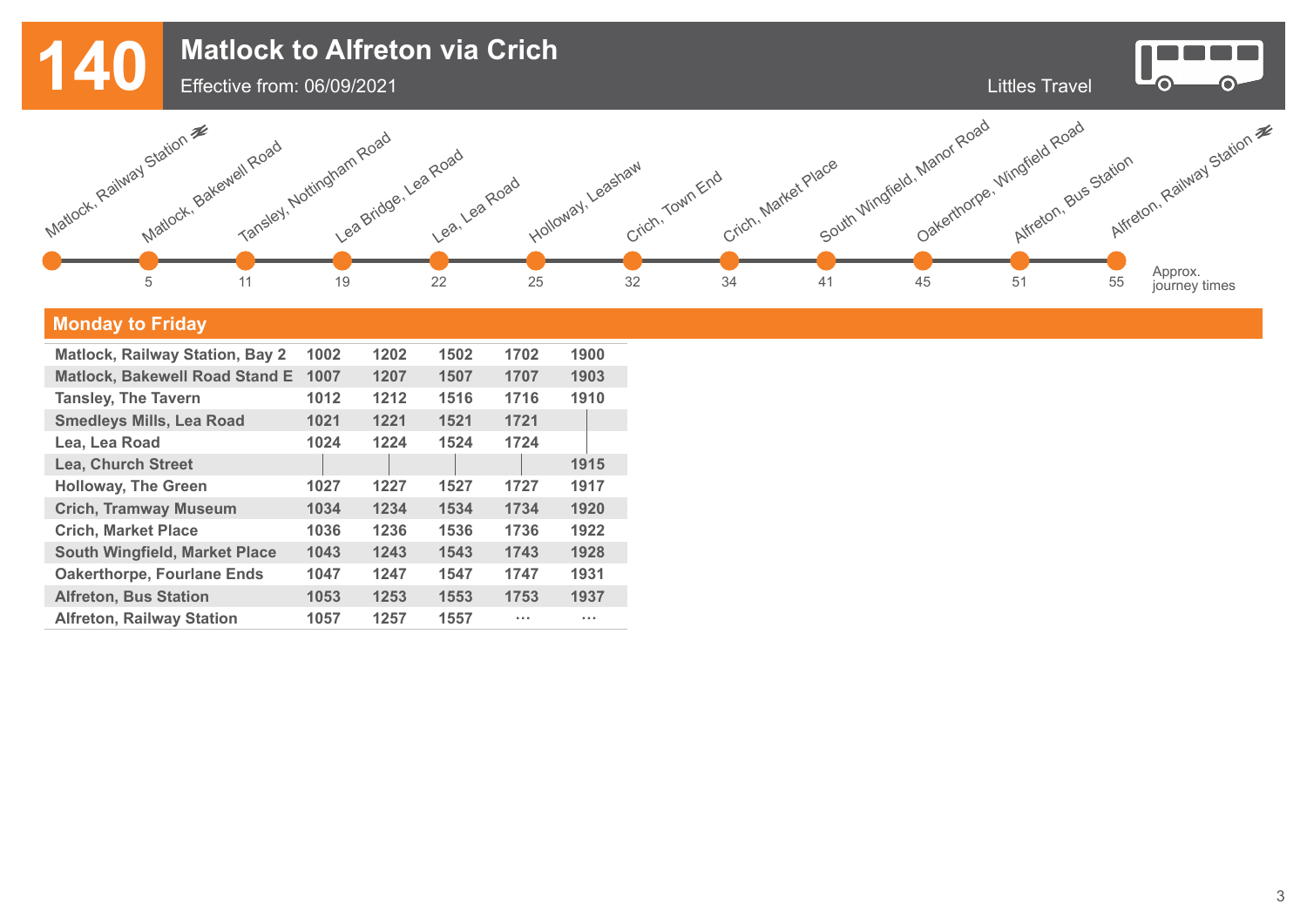# 140 Matlock to Alfreton via Crich

Effective from: 06/09/2021

Littles Travel

| Stop | Approx. journey times |
|---|---|
| Matlock, Railway Station | |
| Matlock, Bakewell Road | 5 |
| Tansley, Nottingham Road | 11 |
| Lea Bridge, Lea Road | 19 |
| Lea, Lea Road | 22 |
| Holloway, Leashaw | 25 |
| Crich, Town End | 32 |
| Crich, Market Place | 34 |
| South Wingfield, Manor Road | 41 |
| Oakerthorpe, Wingfield Road | 45 |
| Alfreton, Bus Station | 51 |
| Alfreton, Railway Station | 55 |

## Monday to Friday

| Stop | | | | | |
|---|---|---|---|---|---|
| Matlock, Railway Station, Bay 2 | 1002 | 1202 | 1502 | 1702 | 1900 |
| Matlock, Bakewell Road Stand E | 1007 | 1207 | 1507 | 1707 | 1903 |
| Tansley, The Tavern | 1012 | 1212 | 1516 | 1716 | 1910 |
| Smedleys Mills, Lea Road | 1021 | 1221 | 1521 | 1721 | \| |
| Lea, Lea Road | 1024 | 1224 | 1524 | 1724 | \| |
| Lea, Church Street | \| | \| | \| | \| | 1915 |
| Holloway, The Green | 1027 | 1227 | 1527 | 1727 | 1917 |
| Crich, Tramway Museum | 1034 | 1234 | 1534 | 1734 | 1920 |
| Crich, Market Place | 1036 | 1236 | 1536 | 1736 | 1922 |
| South Wingfield, Market Place | 1043 | 1243 | 1543 | 1743 | 1928 |
| Oakerthorpe, Fourlane Ends | 1047 | 1247 | 1547 | 1747 | 1931 |
| Alfreton, Bus Station | 1053 | 1253 | 1553 | 1753 | 1937 |
| Alfreton, Railway Station | 1057 | 1257 | 1557 | ... | ... |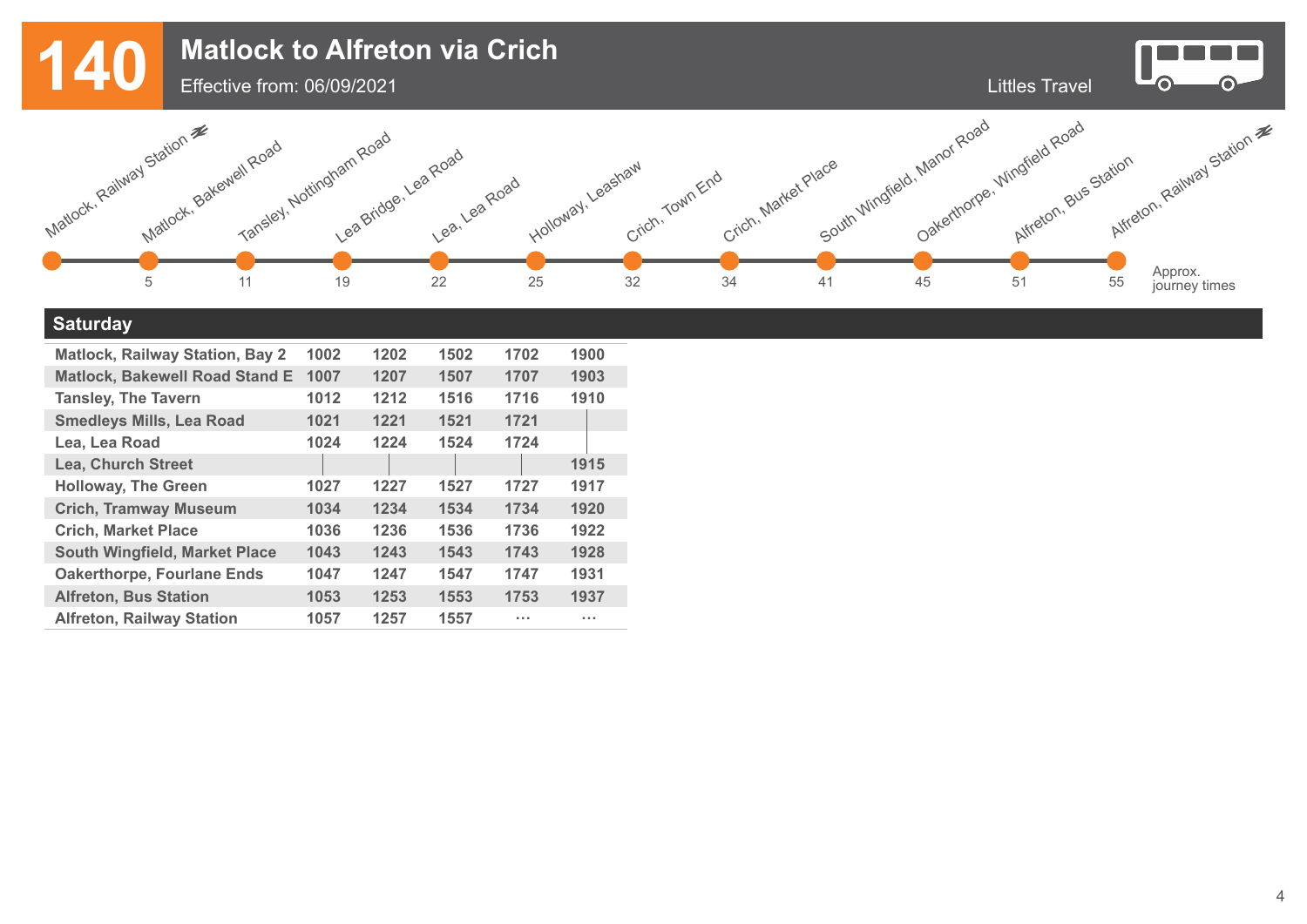# 140 Matlock to Alfreton via Crich

Effective from: 06/09/2021

Littles Travel

Matlock, Railway Station
Matlock, Bakewell Road 5
Tansley, Nottingham Road 11
Lea Bridge, Lea Road 19
Lea, Lea Road 22
Holloway, Leashaw 25
Crich, Town End 32
Crich, Market Place 34
South Wingfield, Manor Road 41
Oakerthorpe, Wingfield Road 45
Alfreton, Bus Station 51
Alfreton, Railway Station 55

Approx. journey times

## Saturday

| | | | | | |
|---|---|---|---|---|---|
| Matlock, Railway Station, Bay 2 | 1002 | 1202 | 1502 | 1702 | 1900 |
| Matlock, Bakewell Road Stand E | 1007 | 1207 | 1507 | 1707 | 1903 |
| Tansley, The Tavern | 1012 | 1212 | 1516 | 1716 | 1910 |
| Smedleys Mills, Lea Road | 1021 | 1221 | 1521 | 1721 | \| |
| Lea, Lea Road | 1024 | 1224 | 1524 | 1724 | \| |
| Lea, Church Street | \| | \| | \| | \| | 1915 |
| Holloway, The Green | 1027 | 1227 | 1527 | 1727 | 1917 |
| Crich, Tramway Museum | 1034 | 1234 | 1534 | 1734 | 1920 |
| Crich, Market Place | 1036 | 1236 | 1536 | 1736 | 1922 |
| South Wingfield, Market Place | 1043 | 1243 | 1543 | 1743 | 1928 |
| Oakerthorpe, Fourlane Ends | 1047 | 1247 | 1547 | 1747 | 1931 |
| Alfreton, Bus Station | 1053 | 1253 | 1553 | 1753 | 1937 |
| Alfreton, Railway Station | 1057 | 1257 | 1557 | ... | ... |